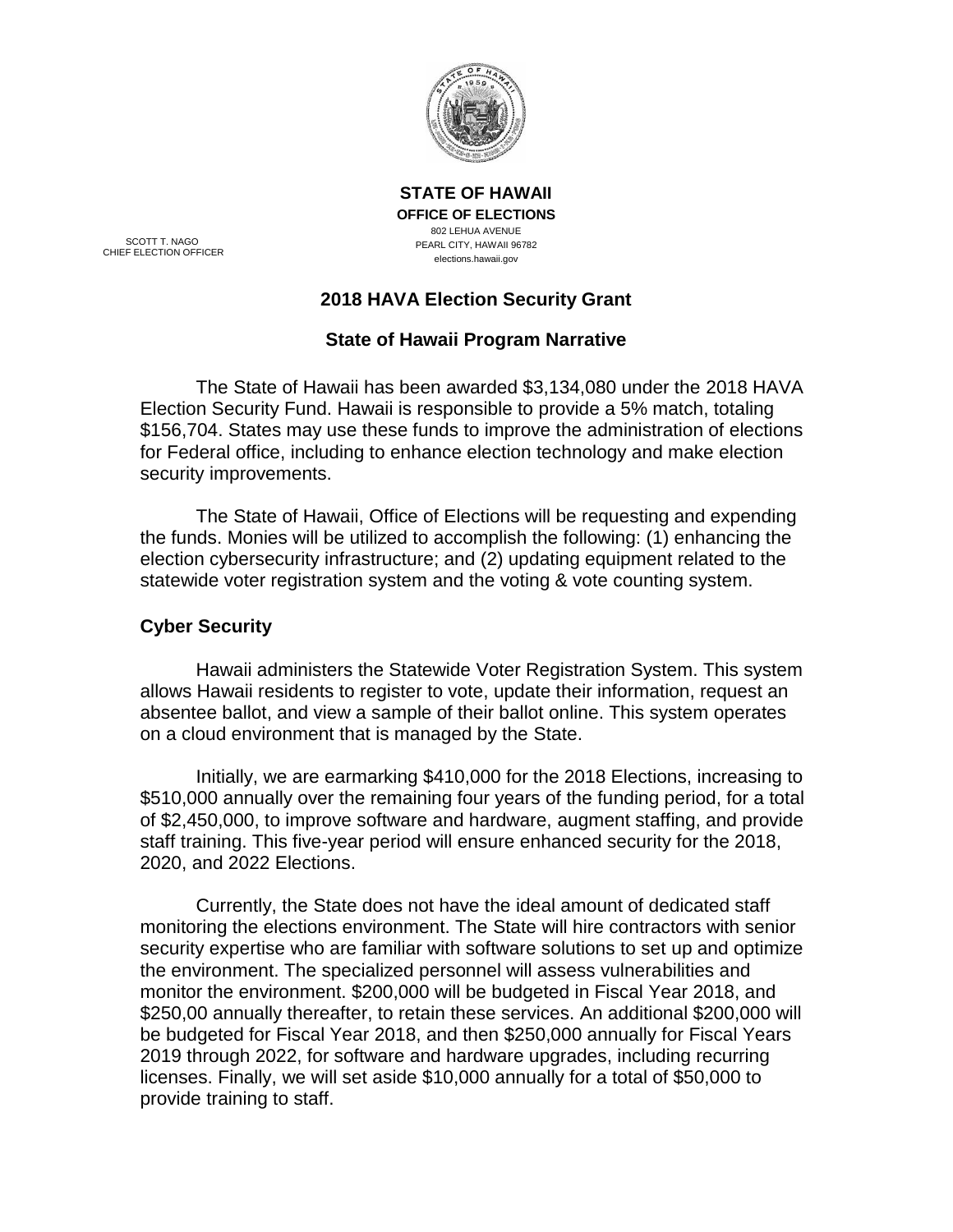**STATE OF HAWAII**
**OFFICE OF ELECTIONS**
802 LEHUA AVENUE
PEARL CITY, HAWAII 96782
elections.hawaii.gov

SCOTT T. NAGO
CHIEF ELECTION OFFICER

## 2018 HAVA Election Security Grant

## State of Hawaii Program Narrative

The State of Hawaii has been awarded $3,134,080 under the 2018 HAVA Election Security Fund. Hawaii is responsible to provide a 5% match, totaling $156,704. States may use these funds to improve the administration of elections for Federal office, including to enhance election technology and make election security improvements.

The State of Hawaii, Office of Elections will be requesting and expending the funds. Monies will be utilized to accomplish the following: (1) enhancing the election cybersecurity infrastructure; and (2) updating equipment related to the statewide voter registration system and the voting & vote counting system.

### Cyber Security

Hawaii administers the Statewide Voter Registration System. This system allows Hawaii residents to register to vote, update their information, request an absentee ballot, and view a sample of their ballot online. This system operates on a cloud environment that is managed by the State.

Initially, we are earmarking $410,000 for the 2018 Elections, increasing to $510,000 annually over the remaining four years of the funding period, for a total of $2,450,000, to improve software and hardware, augment staffing, and provide staff training. This five-year period will ensure enhanced security for the 2018, 2020, and 2022 Elections.

Currently, the State does not have the ideal amount of dedicated staff monitoring the elections environment. The State will hire contractors with senior security expertise who are familiar with software solutions to set up and optimize the environment. The specialized personnel will assess vulnerabilities and monitor the environment. $200,000 will be budgeted in Fiscal Year 2018, and $250,00 annually thereafter, to retain these services. An additional $200,000 will be budgeted for Fiscal Year 2018, and then $250,000 annually for Fiscal Years 2019 through 2022, for software and hardware upgrades, including recurring licenses. Finally, we will set aside $10,000 annually for a total of $50,000 to provide training to staff.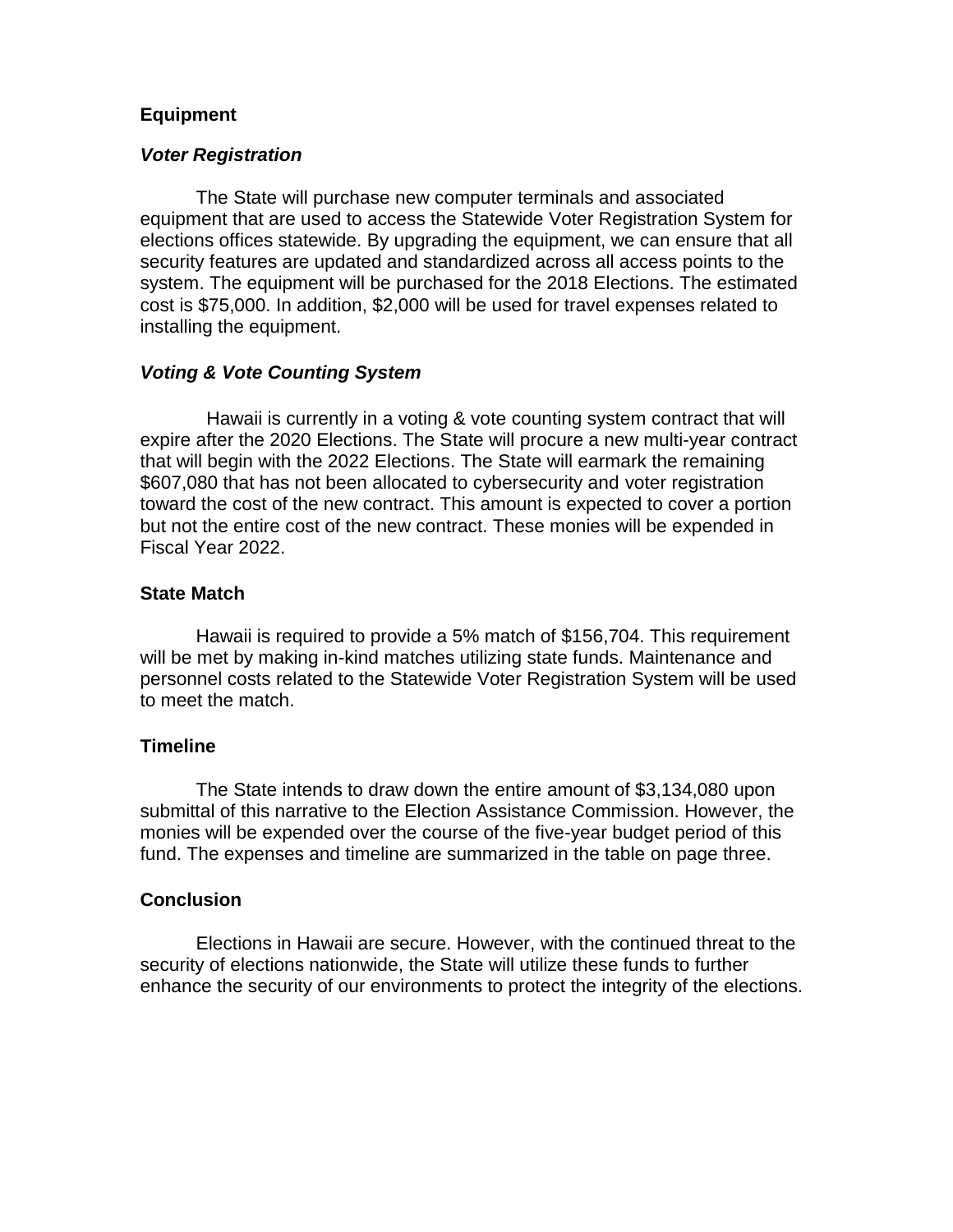## Equipment

### *Voter Registration*

The State will purchase new computer terminals and associated equipment that are used to access the Statewide Voter Registration System for elections offices statewide. By upgrading the equipment, we can ensure that all security features are updated and standardized across all access points to the system. The equipment will be purchased for the 2018 Elections. The estimated cost is $75,000. In addition, $2,000 will be used for travel expenses related to installing the equipment.

### *Voting & Vote Counting System*

Hawaii is currently in a voting & vote counting system contract that will expire after the 2020 Elections. The State will procure a new multi-year contract that will begin with the 2022 Elections. The State will earmark the remaining $607,080 that has not been allocated to cybersecurity and voter registration toward the cost of the new contract. This amount is expected to cover a portion but not the entire cost of the new contract. These monies will be expended in Fiscal Year 2022.

## State Match

Hawaii is required to provide a 5% match of $156,704. This requirement will be met by making in-kind matches utilizing state funds. Maintenance and personnel costs related to the Statewide Voter Registration System will be used to meet the match.

## Timeline

The State intends to draw down the entire amount of $3,134,080 upon submittal of this narrative to the Election Assistance Commission. However, the monies will be expended over the course of the five-year budget period of this fund. The expenses and timeline are summarized in the table on page three.

## Conclusion

Elections in Hawaii are secure. However, with the continued threat to the security of elections nationwide, the State will utilize these funds to further enhance the security of our environments to protect the integrity of the elections.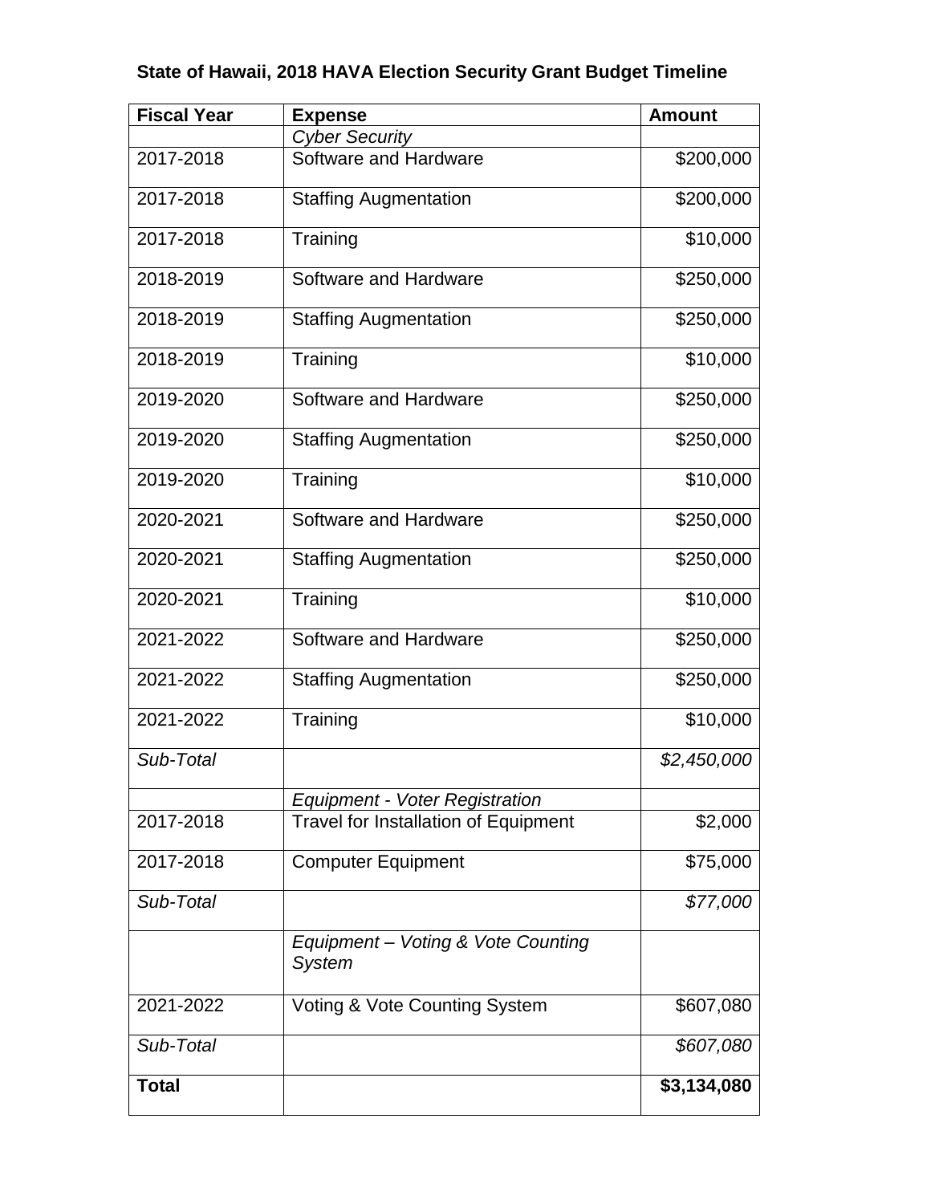**State of Hawaii, 2018 HAVA Election Security Grant Budget Timeline**

| **Fiscal Year** | **Expense** | **Amount** |
|---|---|---|
| | *Cyber Security* | |
| 2017-2018 | Software and Hardware | $200,000 |
| 2017-2018 | Staffing Augmentation | $200,000 |
| 2017-2018 | Training | $10,000 |
| 2018-2019 | Software and Hardware | $250,000 |
| 2018-2019 | Staffing Augmentation | $250,000 |
| 2018-2019 | Training | $10,000 |
| 2019-2020 | Software and Hardware | $250,000 |
| 2019-2020 | Staffing Augmentation | $250,000 |
| 2019-2020 | Training | $10,000 |
| 2020-2021 | Software and Hardware | $250,000 |
| 2020-2021 | Staffing Augmentation | $250,000 |
| 2020-2021 | Training | $10,000 |
| 2021-2022 | Software and Hardware | $250,000 |
| 2021-2022 | Staffing Augmentation | $250,000 |
| 2021-2022 | Training | $10,000 |
| *Sub-Total* | | *$2,450,000* |
| | *Equipment - Voter Registration* | |
| 2017-2018 | Travel for Installation of Equipment | $2,000 |
| 2017-2018 | Computer Equipment | $75,000 |
| *Sub-Total* | | *$77,000* |
| | *Equipment – Voting & Vote Counting System* | |
| 2021-2022 | Voting & Vote Counting System | $607,080 |
| *Sub-Total* | | *$607,080* |
| **Total** | | **$3,134,080** |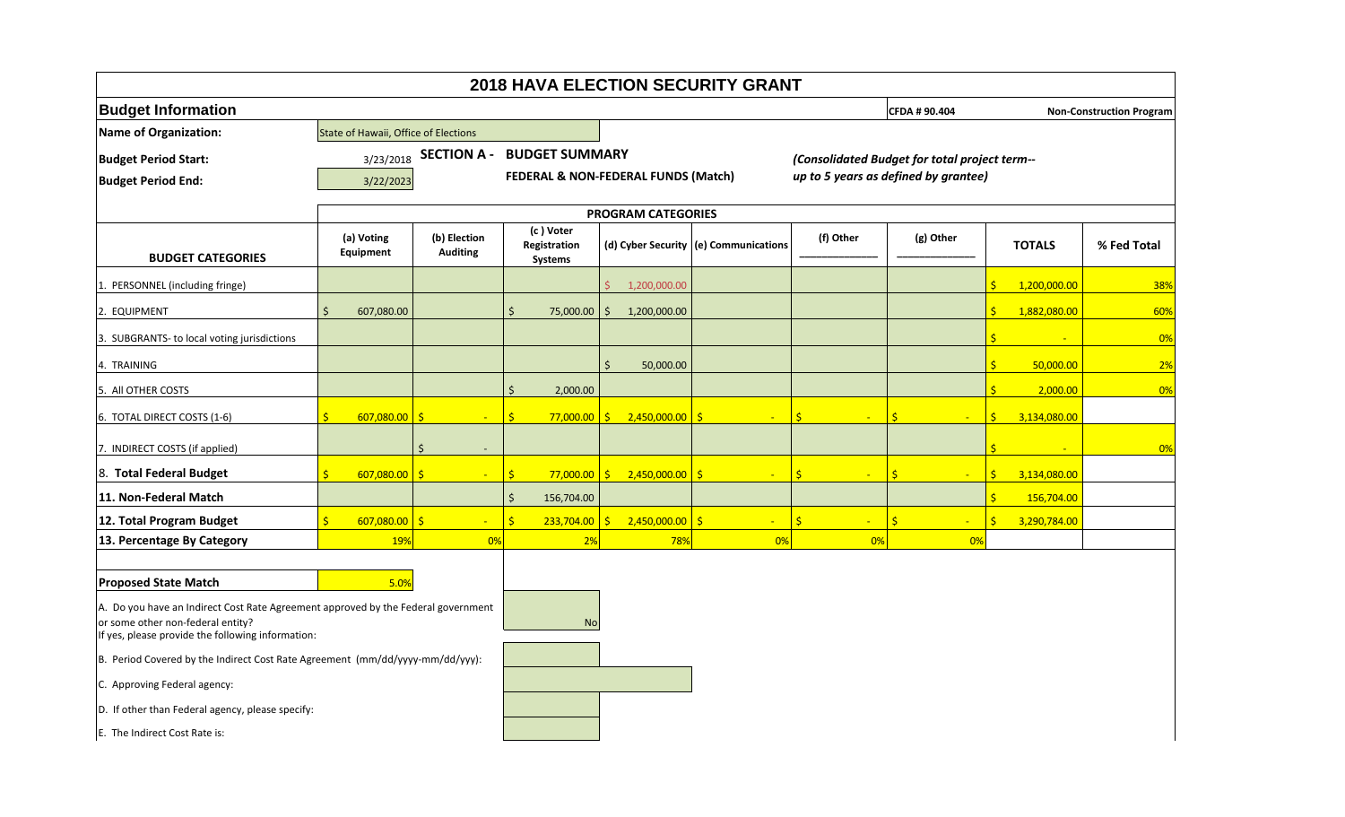# 2018 HAVA ELECTION SECURITY GRANT

**Budget Information** | CFDA # 90.404 | Non-Construction Program

**Name of Organization:** State of Hawaii, Office of Elections

**Budget Period Start:** 3/23/2018

**Budget Period End:** 3/22/2023

**SECTION A - BUDGET SUMMARY**

**FEDERAL & NON-FEDERAL FUNDS (Match)**

*(Consolidated Budget for total project term-- up to 5 years as defined by grantee)*

| | PROGRAM CATEGORIES | | | | | | | | |
|---|---|---|---|---|---|---|---|---|---|
| BUDGET CATEGORIES | (a) Voting Equipment | (b) Election Auditing | (c ) Voter Registration Systems | (d) Cyber Security | (e) Communications | (f) Other | (g) Other | TOTALS | % Fed Total |
| 1. PERSONNEL (including fringe) | | | | $ 1,200,000.00 | | | | $ 1,200,000.00 | 38% |
| 2. EQUIPMENT | $ 607,080.00 | | $ 75,000.00 | $ 1,200,000.00 | | | | $ 1,882,080.00 | 60% |
| 3. SUBGRANTS- to local voting jurisdictions | | | | | | | | $ - | 0% |
| 4. TRAINING | | | | $ 50,000.00 | | | | $ 50,000.00 | 2% |
| 5. All OTHER COSTS | | | $ 2,000.00 | | | | | $ 2,000.00 | 0% |
| 6. TOTAL DIRECT COSTS (1-6) | $ 607,080.00 | $ - | $ 77,000.00 | $ 2,450,000.00 | $ - | $ - | $ - | $ 3,134,080.00 | |
| 7. INDIRECT COSTS (if applied) | | $ - | | | | | | $ - | 0% |
| **8. Total Federal Budget** | $ 607,080.00 | $ - | $ 77,000.00 | $ 2,450,000.00 | $ - | $ - | $ - | $ 3,134,080.00 | |
| **11. Non-Federal Match** | | | $ 156,704.00 | | | | | $ 156,704.00 | |
| **12. Total Program Budget** | $ 607,080.00 | $ - | $ 233,704.00 | $ 2,450,000.00 | $ - | $ - | $ - | $ 3,290,784.00 | |
| **13. Percentage By Category** | 19% | 0% | 2% | 78% | 0% | 0% | 0% | | |

**Proposed State Match** 5.0%

A. Do you have an Indirect Cost Rate Agreement approved by the Federal government or some other non-federal entity? No
If yes, please provide the following information:

B. Period Covered by the Indirect Cost Rate Agreement (mm/dd/yyyy-mm/dd/yyy):

C. Approving Federal agency:

D. If other than Federal agency, please specify:

E. The Indirect Cost Rate is: